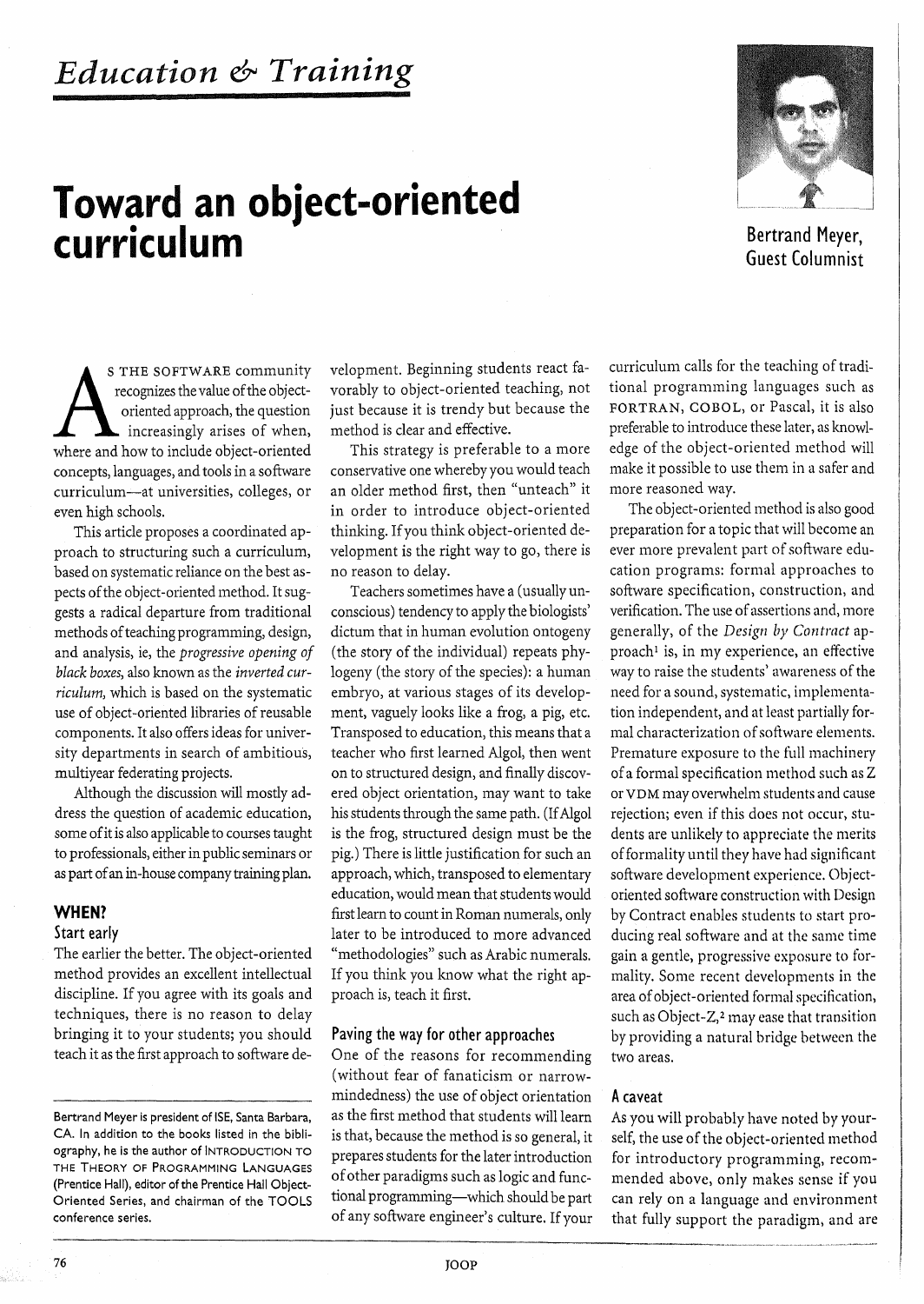*Education & Training*

# Toward an object-oriented curriculum

**Bertrand Meyer, Guest Columnist**

As THE SOFTWARE community recognizes the value of the object-oriented approach, the question increasingly arises of when, where and how to include object-oriented concepts, languages, and tools in a software curriculum—at universities, colleges, or even high schools.

This article proposes a coordinated approach to structuring such a curriculum, based on systematic reliance on the best aspects of the object-oriented method. It suggests a radical departure from traditional methods of teaching programming, design, and analysis, ie, the *progressive opening of black boxes*, also known as the *inverted curriculum*, which is based on the systematic use of object-oriented libraries of reusable components. It also offers ideas for university departments in search of ambitious, multiyear federating projects.

Although the discussion will mostly address the question of academic education, some of it is also applicable to courses taught to professionals, either in public seminars or as part of an in-house company training plan.

## WHEN?

### Start early

The earlier the better. The object-oriented method provides an excellent intellectual discipline. If you agree with its goals and techniques, there is no reason to delay bringing it to your students; you should teach it as the first approach to software development. Beginning students react favorably to object-oriented teaching, not just because it is trendy but because the method is clear and effective.

This strategy is preferable to a more conservative one whereby you would teach an older method first, then "unteach" it in order to introduce object-oriented thinking. If you think object-oriented development is the right way to go, there is no reason to delay.

Teachers sometimes have a (usually unconscious) tendency to apply the biologists' dictum that in human evolution ontogeny (the story of the individual) repeats phylogeny (the story of the species): a human embryo, at various stages of its development, vaguely looks like a frog, a pig, etc. Transposed to education, this means that a teacher who first learned Algol, then went on to structured design, and finally discovered object orientation, may want to take his students through the same path. (If Algol is the frog, structured design must be the pig.) There is little justification for such an approach, which, transposed to elementary education, would mean that students would first learn to count in Roman numerals, only later to be introduced to more advanced "methodologies" such as Arabic numerals. If you think you know what the right approach is, teach it first.

### Paving the way for other approaches

One of the reasons for recommending (without fear of fanaticism or narrow-mindedness) the use of object orientation as the first method that students will learn is that, because the method is so general, it prepares students for the later introduction of other paradigms such as logic and functional programming—which should be part of any software engineer's culture. If your curriculum calls for the teaching of traditional programming languages such as FORTRAN, COBOL, or Pascal, it is also preferable to introduce these later, as knowledge of the object-oriented method will make it possible to use them in a safer and more reasoned way.

The object-oriented method is also good preparation for a topic that will become an ever more prevalent part of software education programs: formal approaches to software specification, construction, and verification. The use of assertions and, more generally, of the *Design by Contract* approach[1] is, in my experience, an effective way to raise the students' awareness of the need for a sound, systematic, implementation independent, and at least partially formal characterization of software elements. Premature exposure to the full machinery of a formal specification method such as Z or VDM may overwhelm students and cause rejection; even if this does not occur, students are unlikely to appreciate the merits of formality until they have had significant software development experience. Object-oriented software construction with Design by Contract enables students to start producing real software and at the same time gain a gentle, progressive exposure to formality. Some recent developments in the area of object-oriented formal specification, such as Object-Z,[2] may ease that transition by providing a natural bridge between the two areas.

### A caveat

As you will probably have noted by yourself, the use of the object-oriented method for introductory programming, recommended above, only makes sense if you can rely on a language and environment that fully support the paradigm, and are

---

Bertrand Meyer is president of ISE, Santa Barbara, CA. In addition to the books listed in the bibliography, he is the author of INTRODUCTION TO THE THEORY OF PROGRAMMING LANGUAGES (Prentice Hall), editor of the Prentice Hall Object-Oriented Series, and chairman of the TOOLS conference series.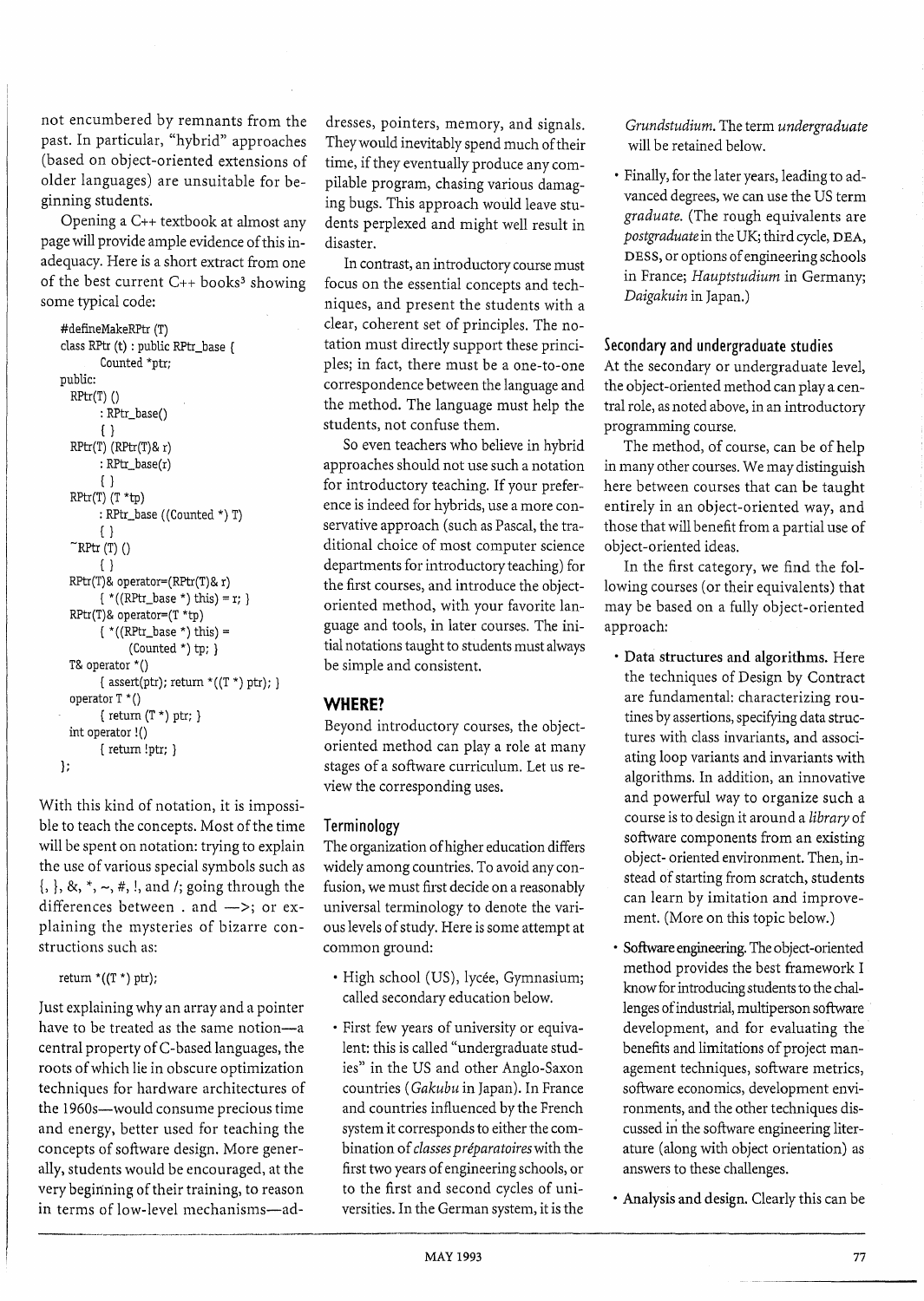not encumbered by remnants from the past. In particular, "hybrid" approaches (based on object-oriented extensions of older languages) are unsuitable for beginning students.

Opening a C++ textbook at almost any page will provide ample evidence of this inadequacy. Here is a short extract from one of the best current C++ books[3] showing some typical code:

```
#defineMakeRPtr (T)
class RPtr (t) : public RPtr_base {
        Counted *ptr;
public:
  RPtr(T) ()
        : RPtr_base()
        { }
  RPtr(T) (RPtr(T)& r)
        : RPtr_base(r)
        { }
  RPtr(T) (T *tp)
        : RPtr_base ((Counted *) T)
        { }
  ~RPtr (T) ()
        { }
  RPtr(T)& operator=(RPtr(T)& r)
        { *((RPtr_base *) this) = r; }
  RPtr(T)& operator=(T *tp)
        { *((RPtr_base *) this) =
              (Counted *) tp; }
  T& operator *()
        { assert(ptr); return *((T *) ptr); }
  operator T *()
        { return (T *) ptr; }
  int operator !()
        { return !ptr; }
};
```

With this kind of notation, it is impossible to teach the concepts. Most of the time will be spent on notation: trying to explain the use of various special symbols such as {, }, &, *, ~, #, !, and /; going through the differences between . and —>; or explaining the mysteries of bizarre constructions such as:

```
return *((T *) ptr);
```

Just explaining why an array and a pointer have to be treated as the same notion—a central property of C-based languages, the roots of which lie in obscure optimization techniques for hardware architectures of the 1960s—would consume precious time and energy, better used for teaching the concepts of software design. More generally, students would be encouraged, at the very beginning of their training, to reason in terms of low-level mechanisms—addresses, pointers, memory, and signals. They would inevitably spend much of their time, if they eventually produce any compilable program, chasing various damaging bugs. This approach would leave students perplexed and might well result in disaster.

In contrast, an introductory course must focus on the essential concepts and techniques, and present the students with a clear, coherent set of principles. The notation must directly support these principles; in fact, there must be a one-to-one correspondence between the language and the method. The language must help the students, not confuse them.

So even teachers who believe in hybrid approaches should not use such a notation for introductory teaching. If your preference is indeed for hybrids, use a more conservative approach (such as Pascal, the traditional choice of most computer science departments for introductory teaching) for the first courses, and introduce the object-oriented method, with your favorite language and tools, in later courses. The initial notations taught to students must always be simple and consistent.

## WHERE?

Beyond introductory courses, the object-oriented method can play a role at many stages of a software curriculum. Let us review the corresponding uses.

### Terminology

The organization of higher education differs widely among countries. To avoid any confusion, we must first decide on a reasonably universal terminology to denote the various levels of study. Here is some attempt at common ground:

- High school (US), lycée, Gymnasium; called secondary education below.
- First few years of university or equivalent: this is called "undergraduate studies" in the US and other Anglo-Saxon countries (*Gakubu* in Japan). In France and countries influenced by the French system it corresponds to either the combination of *classes préparatoires* with the first two years of engineering schools, or to the first and second cycles of universities. In the German system, it is the *Grundstudium*. The term *undergraduate* will be retained below.
- Finally, for the later years, leading to advanced degrees, we can use the US term *graduate*. (The rough equivalents are *postgraduate* in the UK; third cycle, DEA, DESS, or options of engineering schools in France; *Hauptstudium* in Germany; *Daigakuin* in Japan.)

### Secondary and undergraduate studies

At the secondary or undergraduate level, the object-oriented method can play a central role, as noted above, in an introductory programming course.

The method, of course, can be of help in many other courses. We may distinguish here between courses that can be taught entirely in an object-oriented way, and those that will benefit from a partial use of object-oriented ideas.

In the first category, we find the following courses (or their equivalents) that may be based on a fully object-oriented approach:

- **Data structures and algorithms.** Here the techniques of Design by Contract are fundamental: characterizing routines by assertions, specifying data structures with class invariants, and associating loop variants and invariants with algorithms. In addition, an innovative and powerful way to organize such a course is to design it around a *library* of software components from an existing object- oriented environment. Then, instead of starting from scratch, students can learn by imitation and improvement. (More on this topic below.)
- **Software engineering.** The object-oriented method provides the best framework I know for introducing students to the challenges of industrial, multiperson software development, and for evaluating the benefits and limitations of project management techniques, software metrics, software economics, development environments, and the other techniques discussed in the software engineering literature (along with object orientation) as answers to these challenges.
- **Analysis and design.** Clearly this can be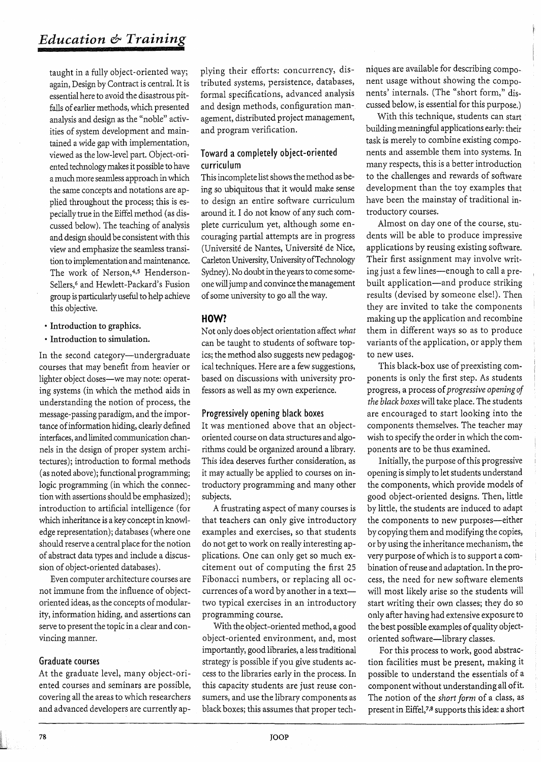taught in a fully object-oriented way; again, Design by Contract is central. It is essential here to avoid the disastrous pitfalls of earlier methods, which presented analysis and design as the "noble" activities of system development and maintained a wide gap with implementation, viewed as the low-level part. Object-oriented technology makes it possible to have a much more seamless approach in which the same concepts and notations are applied throughout the process; this is especially true in the Eiffel method (as discussed below). The teaching of analysis and design should be consistent with this view and emphasize the seamless transition to implementation and maintenance. The work of Nerson,[4,5] Henderson-Sellers,[6] and Hewlett-Packard's Fusion group is particularly useful to help achieve this objective.

- **Introduction to graphics.**
- **Introduction to simulation.**

In the second category—undergraduate courses that may benefit from heavier or lighter object doses—we may note: operating systems (in which the method aids in understanding the notion of process, the message-passing paradigm, and the importance of information hiding, clearly defined interfaces, and limited communication channels in the design of proper system architectures); introduction to formal methods (as noted above); functional programming; logic programming (in which the connection with assertions should be emphasized); introduction to artificial intelligence (for which inheritance is a key concept in knowledge representation); databases (where one should reserve a central place for the notion of abstract data types and include a discussion of object-oriented databases).

Even computer architecture courses are not immune from the influence of object-oriented ideas, as the concepts of modularity, information hiding, and assertions can serve to present the topic in a clear and convincing manner.

### Graduate courses

At the graduate level, many object-oriented courses and seminars are possible, covering all the areas to which researchers and advanced developers are currently applying their efforts: concurrency, distributed systems, persistence, databases, formal specifications, advanced analysis and design methods, configuration management, distributed project management, and program verification.

### Toward a completely object-oriented curriculum

This incomplete list shows the method as being so ubiquitous that it would make sense to design an entire software curriculum around it. I do not know of any such complete curriculum yet, although some encouraging partial attempts are in progress (Université de Nantes, Université de Nice, Carleton University, University of Technology Sydney). No doubt in the years to come someone will jump and convince the management of some university to go all the way.

## HOW?

Not only does object orientation affect *what* can be taught to students of software topics; the method also suggests new pedagogical techniques. Here are a few suggestions, based on discussions with university professors as well as my own experience.

### Progressively opening black boxes

It was mentioned above that an object-oriented course on data structures and algorithms could be organized around a library. This idea deserves further consideration, as it may actually be applied to courses on introductory programming and many other subjects.

A frustrating aspect of many courses is that teachers can only give introductory examples and exercises, so that students do not get to work on really interesting applications. One can only get so much excitement out of computing the first 25 Fibonacci numbers, or replacing all occurrences of a word by another in a text—two typical exercises in an introductory programming course.

With the object-oriented method, a good object-oriented environment, and, most importantly, good libraries, a less traditional strategy is possible if you give students access to the libraries early in the process. In this capacity students are just reuse consumers, and use the library components as black boxes; this assumes that proper techniques are available for describing component usage without showing the components' internals. (The "short form," discussed below, is essential for this purpose.)

With this technique, students can start building meaningful applications early: their task is merely to combine existing components and assemble them into systems. In many respects, this is a better introduction to the challenges and rewards of software development than the toy examples that have been the mainstay of traditional introductory courses.

Almost on day one of the course, students will be able to produce impressive applications by reusing existing software. Their first assignment may involve writing just a few lines—enough to call a prebuilt application—and produce striking results (devised by someone else!). Then they are invited to take the components making up the application and recombine them in different ways so as to produce variants of the application, or apply them to new uses.

This black-box use of preexisting components is only the first step. As students progress, a process of *progressive opening of the black boxes* will take place. The students are encouraged to start looking into the components themselves. The teacher may wish to specify the order in which the components are to be thus examined.

Initially, the purpose of this progressive opening is simply to let students understand the components, which provide models of good object-oriented designs. Then, little by little, the students are induced to adapt the components to new purposes—either by copying them and modifying the copies, or by using the inheritance mechanism, the very purpose of which is to support a combination of reuse and adaptation. In the process, the need for new software elements will most likely arise so the students will start writing their own classes; they do so only after having had extensive exposure to the best possible examples of quality object-oriented software—library classes.

For this process to work, good abstraction facilities must be present, making it possible to understand the essentials of a component without understanding all of it. The notion of the *short form* of a class, as present in Eiffel,[7,8] supports this idea: a short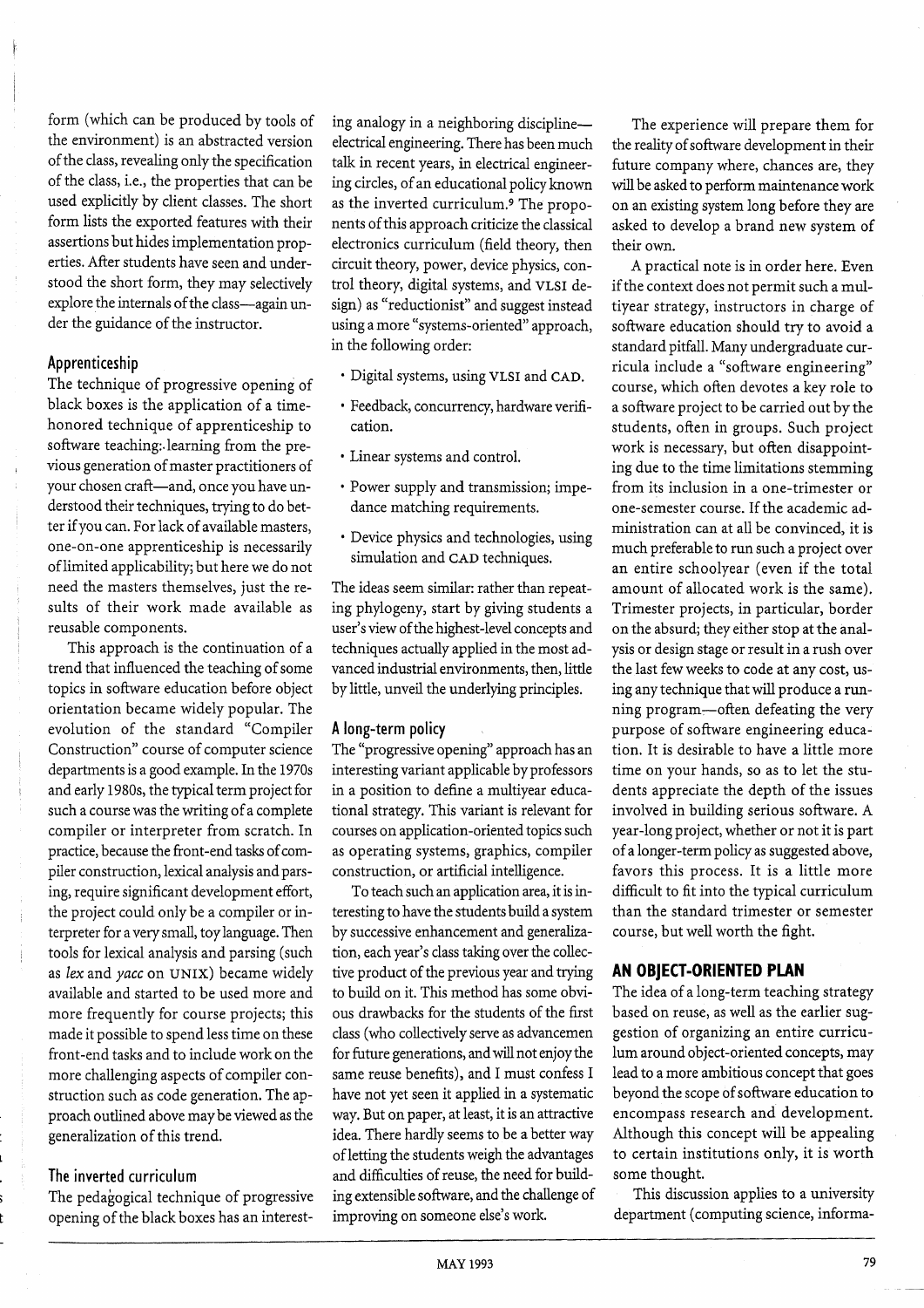form (which can be produced by tools of the environment) is an abstracted version of the class, revealing only the specification of the class, i.e., the properties that can be used explicitly by client classes. The short form lists the exported features with their assertions but hides implementation properties. After students have seen and understood the short form, they may selectively explore the internals of the class—again under the guidance of the instructor.

### Apprenticeship

The technique of progressive opening of black boxes is the application of a time-honored technique of apprenticeship to software teaching: learning from the previous generation of master practitioners of your chosen craft—and, once you have understood their techniques, trying to do better if you can. For lack of available masters, one-on-one apprenticeship is necessarily of limited applicability; but here we do not need the masters themselves, just the results of their work made available as reusable components.

This approach is the continuation of a trend that influenced the teaching of some topics in software education before object orientation became widely popular. The evolution of the standard "Compiler Construction" course of computer science departments is a good example. In the 1970s and early 1980s, the typical term project for such a course was the writing of a complete compiler or interpreter from scratch. In practice, because the front-end tasks of compiler construction, lexical analysis and parsing, require significant development effort, the project could only be a compiler or interpreter for a very small, toy language. Then tools for lexical analysis and parsing (such as *lex* and *yacc* on UNIX) became widely available and started to be used more and more frequently for course projects; this made it possible to spend less time on these front-end tasks and to include work on the more challenging aspects of compiler construction such as code generation. The approach outlined above may be viewed as the generalization of this trend.

### The inverted curriculum

The pedagogical technique of progressive opening of the black boxes has an interesting analogy in a neighboring discipline—electrical engineering. There has been much talk in recent years, in electrical engineering circles, of an educational policy known as the inverted curriculum.[9] The proponents of this approach criticize the classical electronics curriculum (field theory, then circuit theory, power, device physics, control theory, digital systems, and VLSI design) as "reductionist" and suggest instead using a more "systems-oriented" approach, in the following order:

- Digital systems, using VLSI and CAD.
- Feedback, concurrency, hardware verification.
- Linear systems and control.
- Power supply and transmission; impedance matching requirements.
- Device physics and technologies, using simulation and CAD techniques.

The ideas seem similar: rather than repeating phylogeny, start by giving students a user's view of the highest-level concepts and techniques actually applied in the most advanced industrial environments, then, little by little, unveil the underlying principles.

### A long-term policy

The "progressive opening" approach has an interesting variant applicable by professors in a position to define a multiyear educational strategy. This variant is relevant for courses on application-oriented topics such as operating systems, graphics, compiler construction, or artificial intelligence.

To teach such an application area, it is interesting to have the students build a system by successive enhancement and generalization, each year's class taking over the collective product of the previous year and trying to build on it. This method has some obvious drawbacks for the students of the first class (who collectively serve as advancemen for future generations, and will not enjoy the same reuse benefits), and I must confess I have not yet seen it applied in a systematic way. But on paper, at least, it is an attractive idea. There hardly seems to be a better way of letting the students weigh the advantages and difficulties of reuse, the need for building extensible software, and the challenge of improving on someone else's work.

The experience will prepare them for the reality of software development in their future company where, chances are, they will be asked to perform maintenance work on an existing system long before they are asked to develop a brand new system of their own.

A practical note is in order here. Even if the context does not permit such a multiyear strategy, instructors in charge of software education should try to avoid a standard pitfall. Many undergraduate curricula include a "software engineering" course, which often devotes a key role to a software project to be carried out by the students, often in groups. Such project work is necessary, but often disappointing due to the time limitations stemming from its inclusion in a one-trimester or one-semester course. If the academic administration can at all be convinced, it is much preferable to run such a project over an entire schoolyear (even if the total amount of allocated work is the same). Trimester projects, in particular, border on the absurd; they either stop at the analysis or design stage or result in a rush over the last few weeks to code at any cost, using any technique that will produce a running program—often defeating the very purpose of software engineering education. It is desirable to have a little more time on your hands, so as to let the students appreciate the depth of the issues involved in building serious software. A year-long project, whether or not it is part of a longer-term policy as suggested above, favors this process. It is a little more difficult to fit into the typical curriculum than the standard trimester or semester course, but well worth the fight.

## AN OBJECT-ORIENTED PLAN

The idea of a long-term teaching strategy based on reuse, as well as the earlier suggestion of organizing an entire curriculum around object-oriented concepts, may lead to a more ambitious concept that goes beyond the scope of software education to encompass research and development. Although this concept will be appealing to certain institutions only, it is worth some thought.

This discussion applies to a university department (computing science, informa-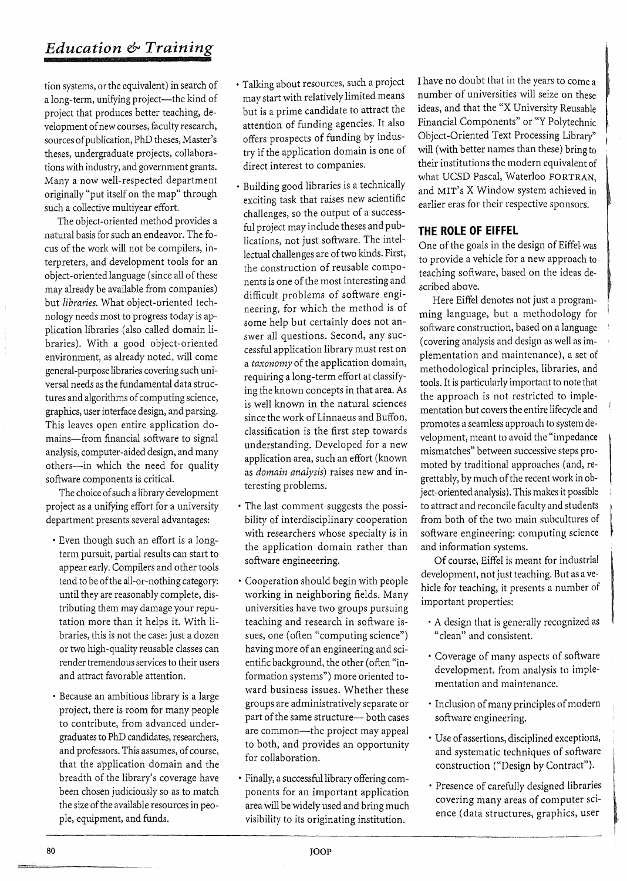tion systems, or the equivalent) in search of a long-term, unifying project—the kind of project that produces better teaching, development of new courses, faculty research, sources of publication, PhD theses, Master's theses, undergraduate projects, collaborations with industry, and government grants. Many a now well-respected department originally "put itself on the map" through such a collective multiyear effort.

The object-oriented method provides a natural basis for such an endeavor. The focus of the work will not be compilers, interpreters, and development tools for an object-oriented language (since all of these may already be available from companies) but *libraries*. What object-oriented technology needs most to progress today is application libraries (also called domain libraries). With a good object-oriented environment, as already noted, will come general-purpose libraries covering such universal needs as the fundamental data structures and algorithms of computing science, graphics, user interface design, and parsing. This leaves open entire application domains—from financial software to signal analysis, computer-aided design, and many others—in which the need for quality software components is critical.

The choice of such a library development project as a unifying effort for a university department presents several advantages:

- Even though such an effort is a long-term pursuit, partial results can start to appear early. Compilers and other tools tend to be of the all-or-nothing category: until they are reasonably complete, distributing them may damage your reputation more than it helps it. With libraries, this is not the case: just a dozen or two high-quality reusable classes can render tremendous services to their users and attract favorable attention.
- Because an ambitious library is a large project, there is room for many people to contribute, from advanced undergraduates to PhD candidates, researchers, and professors. This assumes, of course, that the application domain and the breadth of the library's coverage have been chosen judiciously so as to match the size of the available resources in people, equipment, and funds.
- Talking about resources, such a project may start with relatively limited means but is a prime candidate to attract the attention of funding agencies. It also offers prospects of funding by industry if the application domain is one of direct interest to companies.
- Building good libraries is a technically exciting task that raises new scientific challenges, so the output of a successful project may include theses and publications, not just software. The intellectual challenges are of two kinds. First, the construction of reusable components is one of the most interesting and difficult problems of software engineering, for which the method is of some help but certainly does not answer all questions. Second, any successful application library must rest on a *taxonomy* of the application domain, requiring a long-term effort at classifying the known concepts in that area. As is well known in the natural sciences since the work of Linnaeus and Buffon, classification is the first step towards understanding. Developed for a new application area, such an effort (known as *domain analysis*) raises new and interesting problems.
- The last comment suggests the possibility of interdisciplinary cooperation with researchers whose specialty is in the application domain rather than software engineeering.
- Cooperation should begin with people working in neighboring fields. Many universities have two groups pursuing teaching and research in software issues, one (often "computing science") having more of an engineering and scientific background, the other (often "information systems") more oriented toward business issues. Whether these groups are administratively separate or part of the same structure— both cases are common—the project may appeal to both, and provides an opportunity for collaboration.
- Finally, a successful library offering components for an important application area will be widely used and bring much visibility to its originating institution.

I have no doubt that in the years to come a number of universities will seize on these ideas, and that the "X University Reusable Financial Components" or "Y Polytechnic Object-Oriented Text Processing Library" will (with better names than these) bring to their institutions the modern equivalent of what UCSD Pascal, Waterloo FORTRAN, and MIT's X Window system achieved in earlier eras for their respective sponsors.

## THE ROLE OF EIFFEL

One of the goals in the design of Eiffel was to provide a vehicle for a new approach to teaching software, based on the ideas described above.

Here Eiffel denotes not just a programming language, but a methodology for software construction, based on a language (covering analysis and design as well as implementation and maintenance), a set of methodological principles, libraries, and tools. It is particularly important to note that the approach is not restricted to implementation but covers the entire lifecycle and promotes a seamless approach to system development, meant to avoid the "impedance mismatches" between successive steps promoted by traditional approaches (and, regrettably, by much of the recent work in object-oriented analysis). This makes it possible to attract and reconcile faculty and students from both of the two main subcultures of software engineering: computing science and information systems.

Of course, Eiffel is meant for industrial development, not just teaching. But as a vehicle for teaching, it presents a number of important properties:

- A design that is generally recognized as "clean" and consistent.
- Coverage of many aspects of software development, from analysis to implementation and maintenance.
- Inclusion of many principles of modern software engineering.
- Use of assertions, disciplined exceptions, and systematic techniques of software construction ("Design by Contract").
- Presence of carefully designed libraries covering many areas of computer science (data structures, graphics, user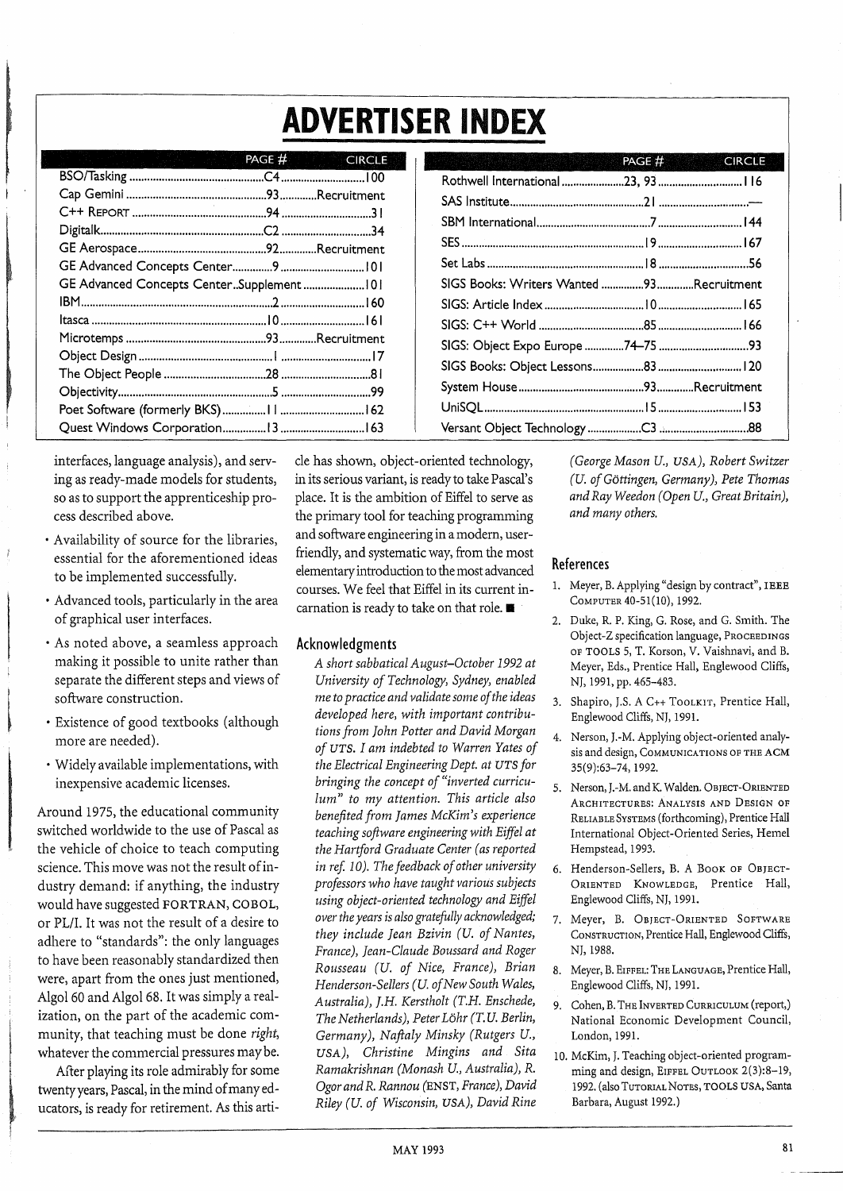# ADVERTISER INDEX

| | PAGE # | CIRCLE |
|---|---|---|
| BSO/Tasking | C4 | 100 |
| Cap Gemini | 93 | Recruitment |
| C++ REPORT | 94 | 31 |
| Digitalk | C2 | 34 |
| GE Aerospace | 92 | Recruitment |
| GE Advanced Concepts Center | 9 | 101 |
| GE Advanced Concepts Center | Supplement | 101 |
| IBM | 2 | 160 |
| Itasca | 10 | 161 |
| Microtemps | 93 | Recruitment |
| Object Design | 1 | 17 |
| The Object People | 28 | 81 |
| Objectivity | 5 | 99 |
| Poet Software (formerly BKS) | 11 | 162 |
| Quest Windows Corporation | 13 | 163 |
| Rothwell International | 23, 93 | 116 |
| SAS Institute | 21 | — |
| SBM International | 7 | 144 |
| SES | 19 | 167 |
| Set Labs | 18 | 56 |
| SIGS Books: Writers Wanted | 93 | Recruitment |
| SIGS: Article Index | 10 | 165 |
| SIGS: C++ World | 85 | 166 |
| SIGS: Object Expo Europe | 74–75 | 93 |
| SIGS Books: Object Lessons | 83 | 120 |
| System House | 93 | Recruitment |
| UniSQL | 15 | 153 |
| Versant Object Technology | C3 | 88 |

interfaces, language analysis), and serving as ready-made models for students, so as to support the apprenticeship process described above.

- Availability of source for the libraries, essential for the aforementioned ideas to be implemented successfully.
- Advanced tools, particularly in the area of graphical user interfaces.
- As noted above, a seamless approach making it possible to unite rather than separate the different steps and views of software construction.
- Existence of good textbooks (although more are needed).
- Widely available implementations, with inexpensive academic licenses.

Around 1975, the educational community switched worldwide to the use of Pascal as the vehicle of choice to teach computing science. This move was not the result of industry demand: if anything, the industry would have suggested FORTRAN, COBOL, or PL/I. It was not the result of a desire to adhere to "standards": the only languages to have been reasonably standardized then were, apart from the ones just mentioned, Algol 60 and Algol 68. It was simply a realization, on the part of the academic community, that teaching must be done *right*, whatever the commercial pressures may be.

After playing its role admirably for some twenty years, Pascal, in the mind of many educators, is ready for retirement. As this article has shown, object-oriented technology, in its serious variant, is ready to take Pascal's place. It is the ambition of Eiffel to serve as the primary tool for teaching programming and software engineering in a modern, user-friendly, and systematic way, from the most elementary introduction to the most advanced courses. We feel that Eiffel in its current incarnation is ready to take on that role. ■

## Acknowledgments

*A short sabbatical August–October 1992 at University of Technology, Sydney, enabled me to practice and validate some of the ideas developed here, with important contributions from John Potter and David Morgan of UTS. I am indebted to Warren Yates of the Electrical Engineering Dept. at UTS for bringing the concept of "inverted curriculum" to my attention. This article also benefited from James McKim's experience teaching software engineering with Eiffel at the Hartford Graduate Center (as reported in ref. 10). The feedback of other university professors who have taught various subjects using object-oriented technology and Eiffel over the years is also gratefully acknowledged; they include Jean Bzivin (U. of Nantes, France), Jean-Claude Boussard and Roger Rousseau (U. of Nice, France), Brian Henderson-Sellers (U. of New South Wales, Australia), J.H. Kerstholt (T.H. Enschede, The Netherlands), Peter Löhr (T.U. Berlin, Germany), Naftaly Minsky (Rutgers U., USA), Christine Mingins and Sita Ramakrishnan (Monash U., Australia), R. Ogor and R. Rannou (ENST, France), David Riley (U. of Wisconsin, USA), David Rine (George Mason U., USA), Robert Switzer (U. of Göttingen, Germany), Pete Thomas and Ray Weedon (Open U., Great Britain), and many others.*

## References

1. Meyer, B. Applying "design by contract", IEEE COMPUTER 40-51(10), 1992.
2. Duke, R. P. King, G. Rose, and G. Smith. The Object-Z specification language, PROCEEDINGS OF TOOLS 5, T. Korson, V. Vaishnavi, and B. Meyer, Eds., Prentice Hall, Englewood Cliffs, NJ, 1991, pp. 465–483.
3. Shapiro, J.S. A C++ TOOLKIT, Prentice Hall, Englewood Cliffs, NJ, 1991.
4. Nerson, J.-M. Applying object-oriented analysis and design, COMMUNICATIONS OF THE ACM 35(9):63–74, 1992.
5. Nerson, J.-M. and K. Walden. OBJECT-ORIENTED ARCHITECTURES: ANALYSIS AND DESIGN OF RELIABLE SYSTEMS (forthcoming), Prentice Hall International Object-Oriented Series, Hemel Hempstead, 1993.
6. Henderson-Sellers, B. A BOOK OF OBJECT-ORIENTED KNOWLEDGE, Prentice Hall, Englewood Cliffs, NJ, 1991.
7. Meyer, B. OBJECT-ORIENTED SOFTWARE CONSTRUCTION, Prentice Hall, Englewood Cliffs, NJ, 1988.
8. Meyer, B. EIFFEL: THE LANGUAGE, Prentice Hall, Englewood Cliffs, NJ, 1991.
9. Cohen, B. THE INVERTED CURRICULUM (report,) National Economic Development Council, London, 1991.
10. McKim, J. Teaching object-oriented programming and design, EIFFEL OUTLOOK 2(3):8–19, 1992. (also TUTORIAL NOTES, TOOLS USA, Santa Barbara, August 1992.)